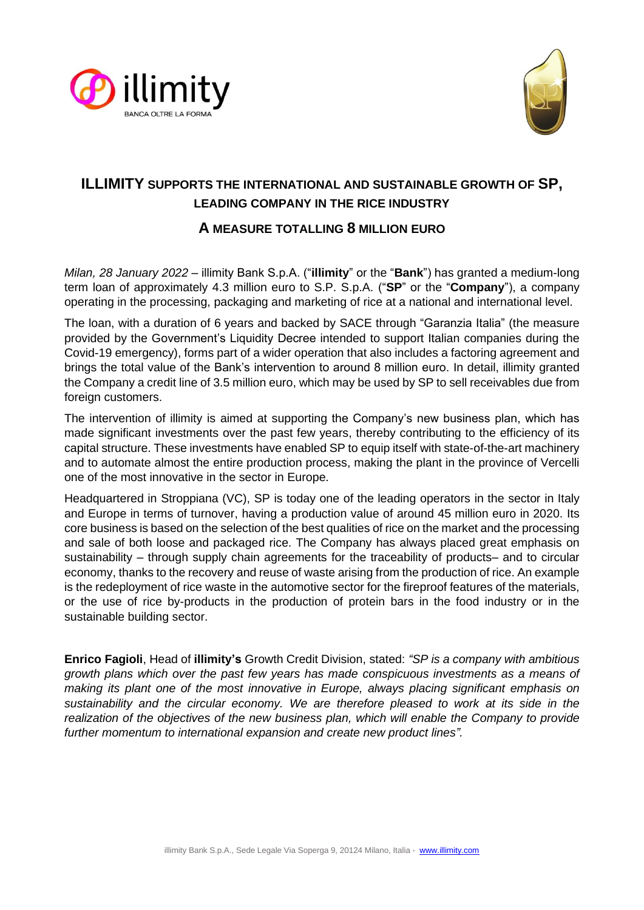# ILLIMITY SUPPORTS THE INTERNATIONAL AND SUSTAINABLE GROWTH OF SP, LEADING COMPANY IN THE RICE INDUSTRY

## A MEASURE TOTALLING 8 MILLION EURO

*Milan, 28 January 2022* – illimity Bank S.p.A. ("**illimity**" or the "**Bank**") has granted a medium-long term loan of approximately 4.3 million euro to S.P. S.p.A. ("**SP**" or the "**Company**"), a company operating in the processing, packaging and marketing of rice at a national and international level.

The loan, with a duration of 6 years and backed by SACE through "Garanzia Italia" (the measure provided by the Government's Liquidity Decree intended to support Italian companies during the Covid-19 emergency), forms part of a wider operation that also includes a factoring agreement and brings the total value of the Bank's intervention to around 8 million euro. In detail, illimity granted the Company a credit line of 3.5 million euro, which may be used by SP to sell receivables due from foreign customers.

The intervention of illimity is aimed at supporting the Company's new business plan, which has made significant investments over the past few years, thereby contributing to the efficiency of its capital structure. These investments have enabled SP to equip itself with state-of-the-art machinery and to automate almost the entire production process, making the plant in the province of Vercelli one of the most innovative in the sector in Europe.

Headquartered in Stroppiana (VC), SP is today one of the leading operators in the sector in Italy and Europe in terms of turnover, having a production value of around 45 million euro in 2020. Its core business is based on the selection of the best qualities of rice on the market and the processing and sale of both loose and packaged rice. The Company has always placed great emphasis on sustainability – through supply chain agreements for the traceability of products– and to circular economy, thanks to the recovery and reuse of waste arising from the production of rice. An example is the redeployment of rice waste in the automotive sector for the fireproof features of the materials, or the use of rice by-products in the production of protein bars in the food industry or in the sustainable building sector.

**Enrico Fagioli**, Head of **illimity's** Growth Credit Division, stated: *"SP is a company with ambitious growth plans which over the past few years has made conspicuous investments as a means of making its plant one of the most innovative in Europe, always placing significant emphasis on sustainability and the circular economy. We are therefore pleased to work at its side in the realization of the objectives of the new business plan, which will enable the Company to provide further momentum to international expansion and create new product lines".*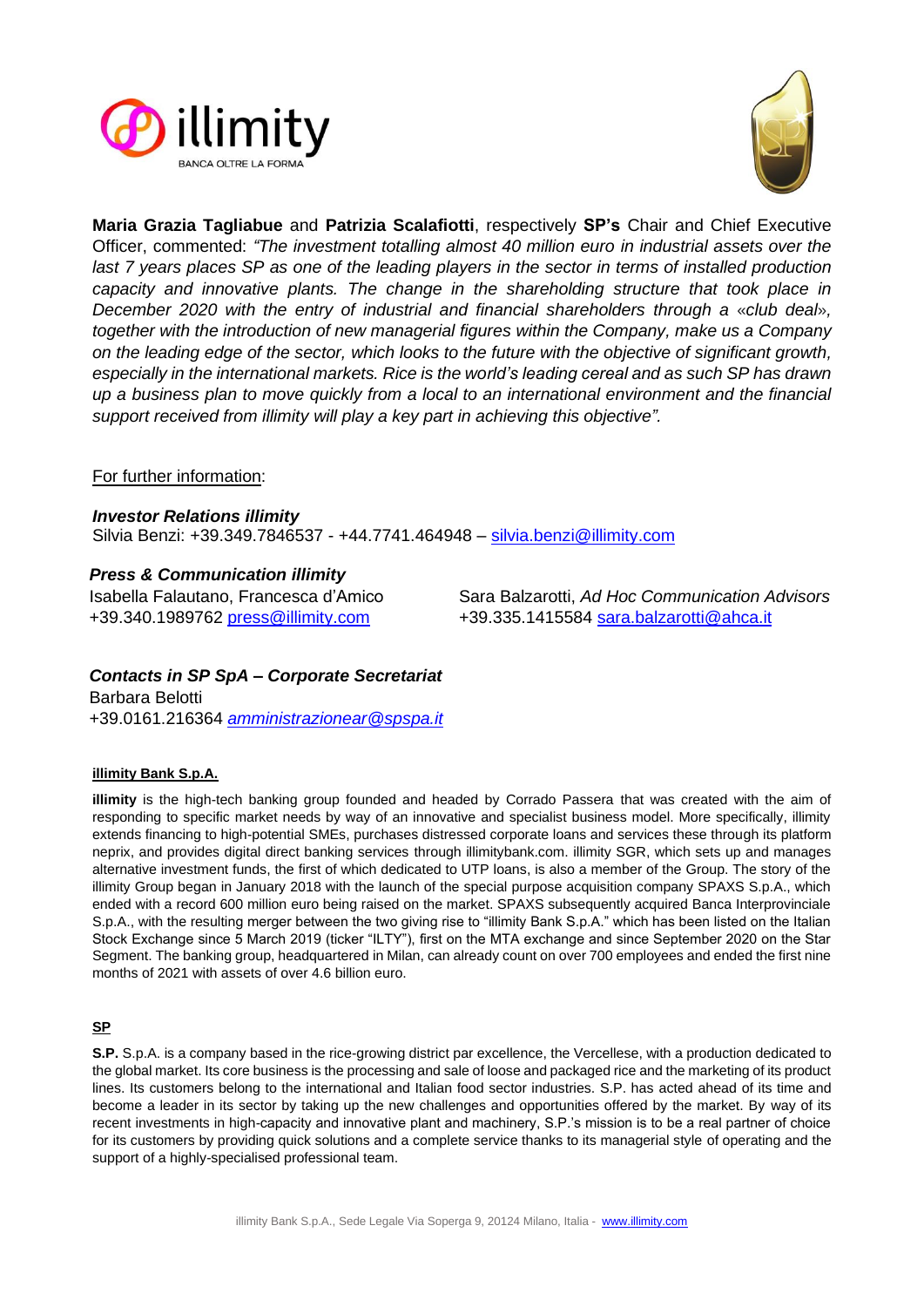**Maria Grazia Tagliabue** and **Patrizia Scalafiotti**, respectively **SP's** Chair and Chief Executive Officer, commented: *"The investment totalling almost 40 million euro in industrial assets over the last 7 years places SP as one of the leading players in the sector in terms of installed production capacity and innovative plants. The change in the shareholding structure that took place in December 2020 with the entry of industrial and financial shareholders through a «club deal», together with the introduction of new managerial figures within the Company, make us a Company on the leading edge of the sector, which looks to the future with the objective of significant growth, especially in the international markets. Rice is the world's leading cereal and as such SP has drawn up a business plan to move quickly from a local to an international environment and the financial support received from illimity will play a key part in achieving this objective".*

For further information:

***Investor Relations illimity***
Silvia Benzi: +39.349.7846537 - +44.7741.464948 – silvia.benzi@illimity.com

***Press & Communication illimity***
Isabella Falautano, Francesca d'Amico
+39.340.1989762 press@illimity.com

Sara Balzarotti, *Ad Hoc Communication Advisors*
+39.335.1415584 sara.balzarotti@ahca.it

***Contacts in SP SpA – Corporate Secretariat***
Barbara Belotti
+39.0161.216364 *amministrazionear@spspa.it*

**illimity Bank S.p.A.**

**illimity** is the high-tech banking group founded and headed by Corrado Passera that was created with the aim of responding to specific market needs by way of an innovative and specialist business model. More specifically, illimity extends financing to high-potential SMEs, purchases distressed corporate loans and services these through its platform neprix, and provides digital direct banking services through illimitybank.com. illimity SGR, which sets up and manages alternative investment funds, the first of which dedicated to UTP loans, is also a member of the Group. The story of the illimity Group began in January 2018 with the launch of the special purpose acquisition company SPAXS S.p.A., which ended with a record 600 million euro being raised on the market. SPAXS subsequently acquired Banca Interprovinciale S.p.A., with the resulting merger between the two giving rise to "illimity Bank S.p.A." which has been listed on the Italian Stock Exchange since 5 March 2019 (ticker "ILTY"), first on the MTA exchange and since September 2020 on the Star Segment. The banking group, headquartered in Milan, can already count on over 700 employees and ended the first nine months of 2021 with assets of over 4.6 billion euro.

**SP**

**S.P.** S.p.A. is a company based in the rice-growing district par excellence, the Vercellese, with a production dedicated to the global market. Its core business is the processing and sale of loose and packaged rice and the marketing of its product lines. Its customers belong to the international and Italian food sector industries. S.P. has acted ahead of its time and become a leader in its sector by taking up the new challenges and opportunities offered by the market. By way of its recent investments in high-capacity and innovative plant and machinery, S.P.'s mission is to be a real partner of choice for its customers by providing quick solutions and a complete service thanks to its managerial style of operating and the support of a highly-specialised professional team.